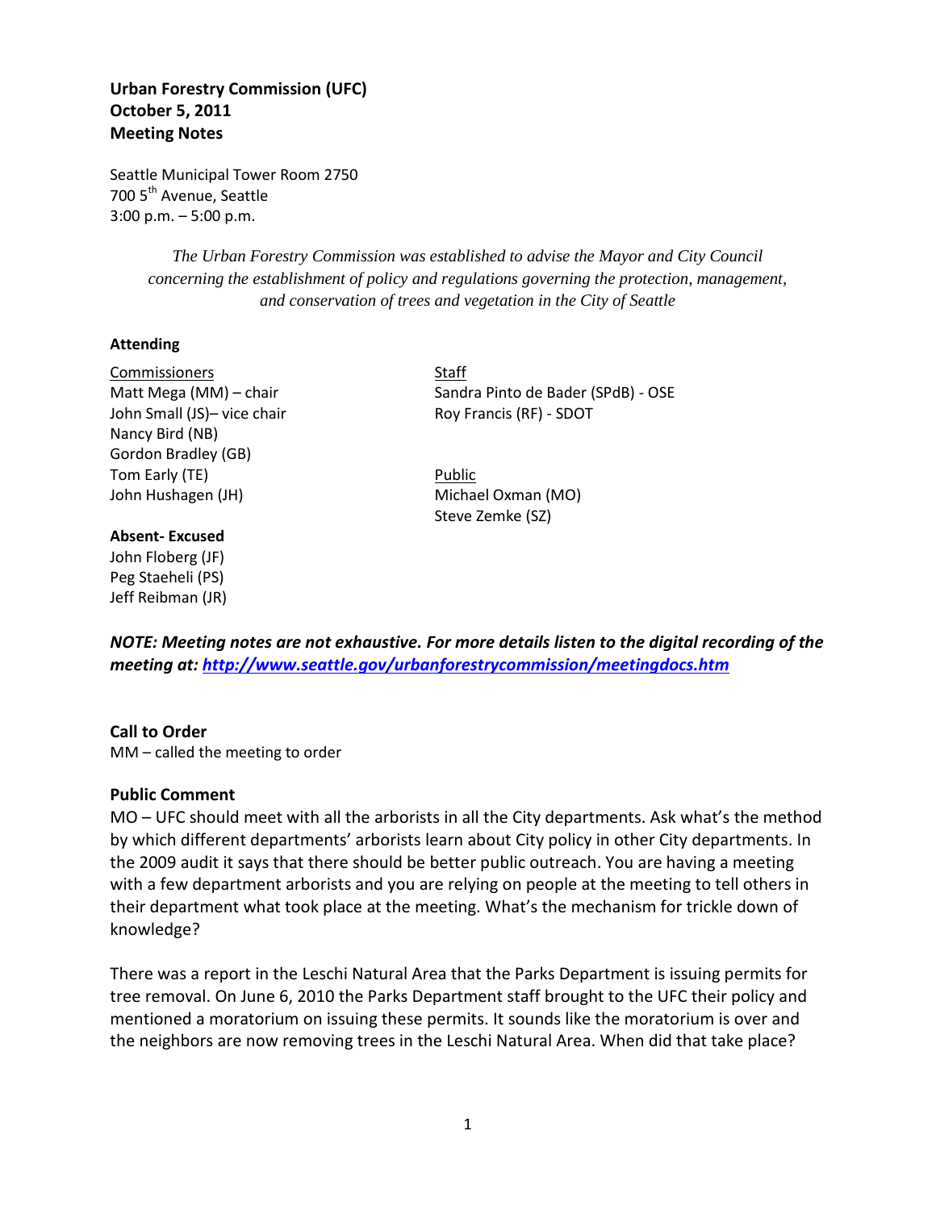**Urban Forestry Commission (UFC)**
**October 5, 2011**
**Meeting Notes**

Seattle Municipal Tower Room 2750
700 5th Avenue, Seattle
3:00 p.m. – 5:00 p.m.

*The Urban Forestry Commission was established to advise the Mayor and City Council concerning the establishment of policy and regulations governing the protection, management, and conservation of trees and vegetation in the City of Seattle*

**Attending**

Commissioners
Matt Mega (MM) – chair
John Small (JS)– vice chair
Nancy Bird (NB)
Gordon Bradley (GB)
Tom Early (TE)
John Hushagen (JH)

Staff
Sandra Pinto de Bader (SPdB) - OSE
Roy Francis (RF) - SDOT

Public
Michael Oxman (MO)
Steve Zemke (SZ)

**Absent- Excused**
John Floberg (JF)
Peg Staeheli (PS)
Jeff Reibman (JR)

***NOTE: Meeting notes are not exhaustive. For more details listen to the digital recording of the meeting at: http://www.seattle.gov/urbanforestrycommission/meetingdocs.htm***

**Call to Order**
MM – called the meeting to order

**Public Comment**
MO – UFC should meet with all the arborists in all the City departments. Ask what's the method by which different departments' arborists learn about City policy in other City departments. In the 2009 audit it says that there should be better public outreach. You are having a meeting with a few department arborists and you are relying on people at the meeting to tell others in their department what took place at the meeting. What's the mechanism for trickle down of knowledge?

There was a report in the Leschi Natural Area that the Parks Department is issuing permits for tree removal. On June 6, 2010 the Parks Department staff brought to the UFC their policy and mentioned a moratorium on issuing these permits. It sounds like the moratorium is over and the neighbors are now removing trees in the Leschi Natural Area. When did that take place?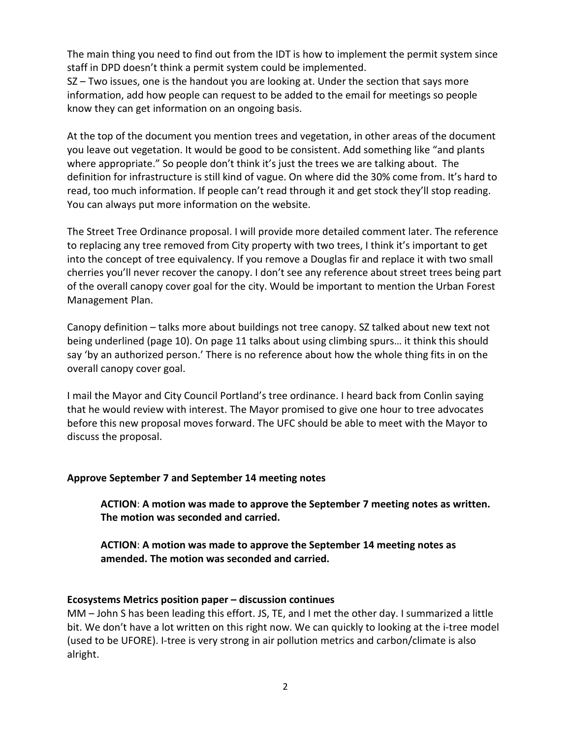The main thing you need to find out from the IDT is how to implement the permit system since staff in DPD doesn't think a permit system could be implemented.
SZ – Two issues, one is the handout you are looking at. Under the section that says more information, add how people can request to be added to the email for meetings so people know they can get information on an ongoing basis.

At the top of the document you mention trees and vegetation, in other areas of the document you leave out vegetation. It would be good to be consistent. Add something like "and plants where appropriate." So people don't think it's just the trees we are talking about. The definition for infrastructure is still kind of vague. On where did the 30% come from. It's hard to read, too much information. If people can't read through it and get stock they'll stop reading. You can always put more information on the website.

The Street Tree Ordinance proposal. I will provide more detailed comment later. The reference to replacing any tree removed from City property with two trees, I think it's important to get into the concept of tree equivalency. If you remove a Douglas fir and replace it with two small cherries you'll never recover the canopy. I don't see any reference about street trees being part of the overall canopy cover goal for the city. Would be important to mention the Urban Forest Management Plan.

Canopy definition – talks more about buildings not tree canopy. SZ talked about new text not being underlined (page 10). On page 11 talks about using climbing spurs… it think this should say 'by an authorized person.' There is no reference about how the whole thing fits in on the overall canopy cover goal.

I mail the Mayor and City Council Portland's tree ordinance. I heard back from Conlin saying that he would review with interest. The Mayor promised to give one hour to tree advocates before this new proposal moves forward. The UFC should be able to meet with the Mayor to discuss the proposal.

**Approve September 7 and September 14 meeting notes**

> **ACTION**: **A motion was made to approve the September 7 meeting notes as written. The motion was seconded and carried.**
>
> **ACTION**: **A motion was made to approve the September 14 meeting notes as amended. The motion was seconded and carried.**

**Ecosystems Metrics position paper – discussion continues**
MM – John S has been leading this effort. JS, TE, and I met the other day. I summarized a little bit. We don't have a lot written on this right now. We can quickly to looking at the i-tree model (used to be UFORE). I-tree is very strong in air pollution metrics and carbon/climate is also alright.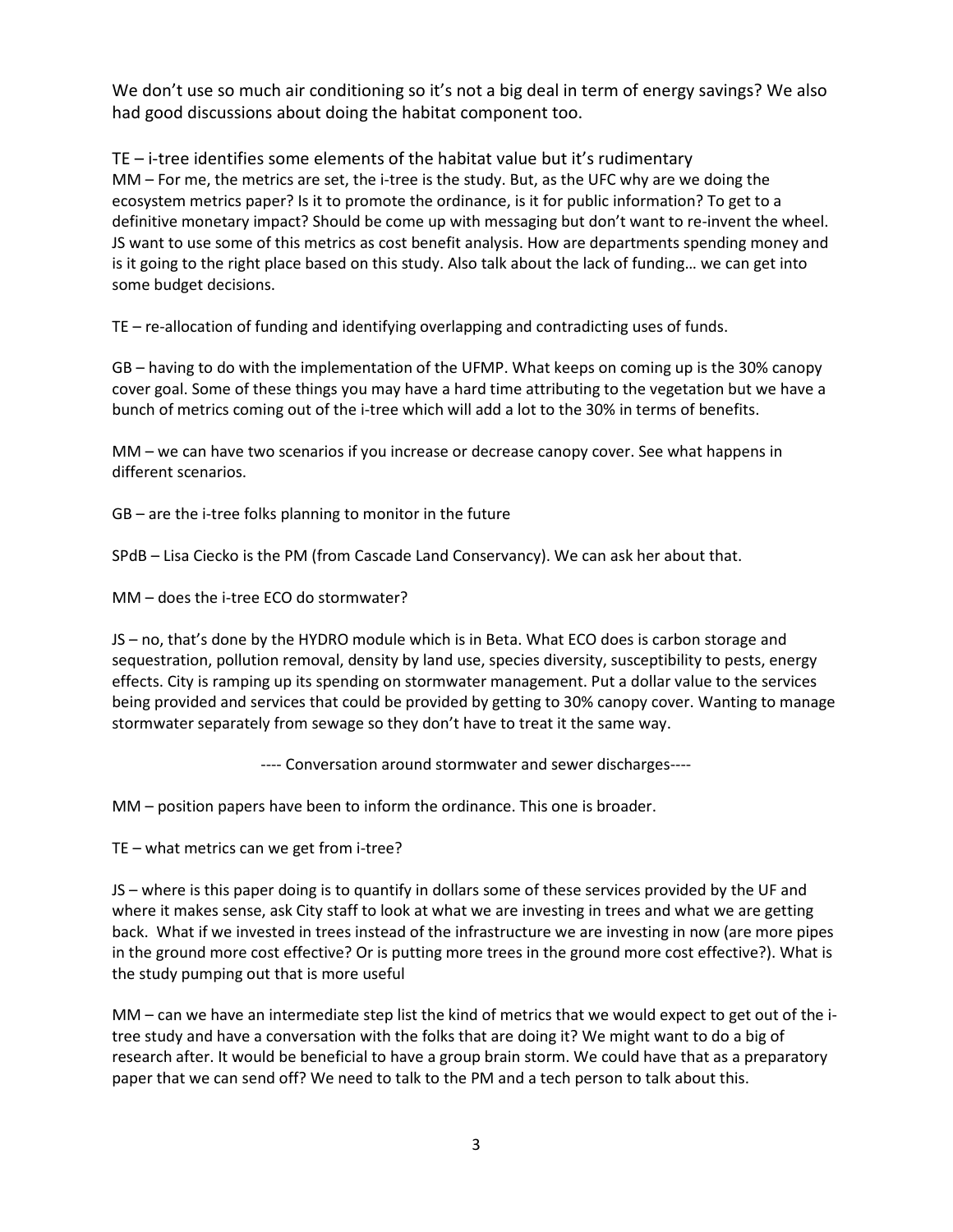We don't use so much air conditioning so it's not a big deal in term of energy savings? We also had good discussions about doing the habitat component too.

TE – i-tree identifies some elements of the habitat value but it's rudimentary
MM – For me, the metrics are set, the i-tree is the study. But, as the UFC why are we doing the ecosystem metrics paper? Is it to promote the ordinance, is it for public information? To get to a definitive monetary impact? Should be come up with messaging but don't want to re-invent the wheel. JS want to use some of this metrics as cost benefit analysis. How are departments spending money and is it going to the right place based on this study. Also talk about the lack of funding… we can get into some budget decisions.

TE – re-allocation of funding and identifying overlapping and contradicting uses of funds.

GB – having to do with the implementation of the UFMP. What keeps on coming up is the 30% canopy cover goal. Some of these things you may have a hard time attributing to the vegetation but we have a bunch of metrics coming out of the i-tree which will add a lot to the 30% in terms of benefits.

MM – we can have two scenarios if you increase or decrease canopy cover. See what happens in different scenarios.

GB – are the i-tree folks planning to monitor in the future

SPdB – Lisa Ciecko is the PM (from Cascade Land Conservancy). We can ask her about that.

MM – does the i-tree ECO do stormwater?

JS – no, that's done by the HYDRO module which is in Beta. What ECO does is carbon storage and sequestration, pollution removal, density by land use, species diversity, susceptibility to pests, energy effects. City is ramping up its spending on stormwater management. Put a dollar value to the services being provided and services that could be provided by getting to 30% canopy cover. Wanting to manage stormwater separately from sewage so they don't have to treat it the same way.

---- Conversation around stormwater and sewer discharges----

MM – position papers have been to inform the ordinance. This one is broader.

TE – what metrics can we get from i-tree?

JS – where is this paper doing is to quantify in dollars some of these services provided by the UF and where it makes sense, ask City staff to look at what we are investing in trees and what we are getting back. What if we invested in trees instead of the infrastructure we are investing in now (are more pipes in the ground more cost effective? Or is putting more trees in the ground more cost effective?). What is the study pumping out that is more useful

MM – can we have an intermediate step list the kind of metrics that we would expect to get out of the i-tree study and have a conversation with the folks that are doing it? We might want to do a big of research after. It would be beneficial to have a group brain storm. We could have that as a preparatory paper that we can send off? We need to talk to the PM and a tech person to talk about this.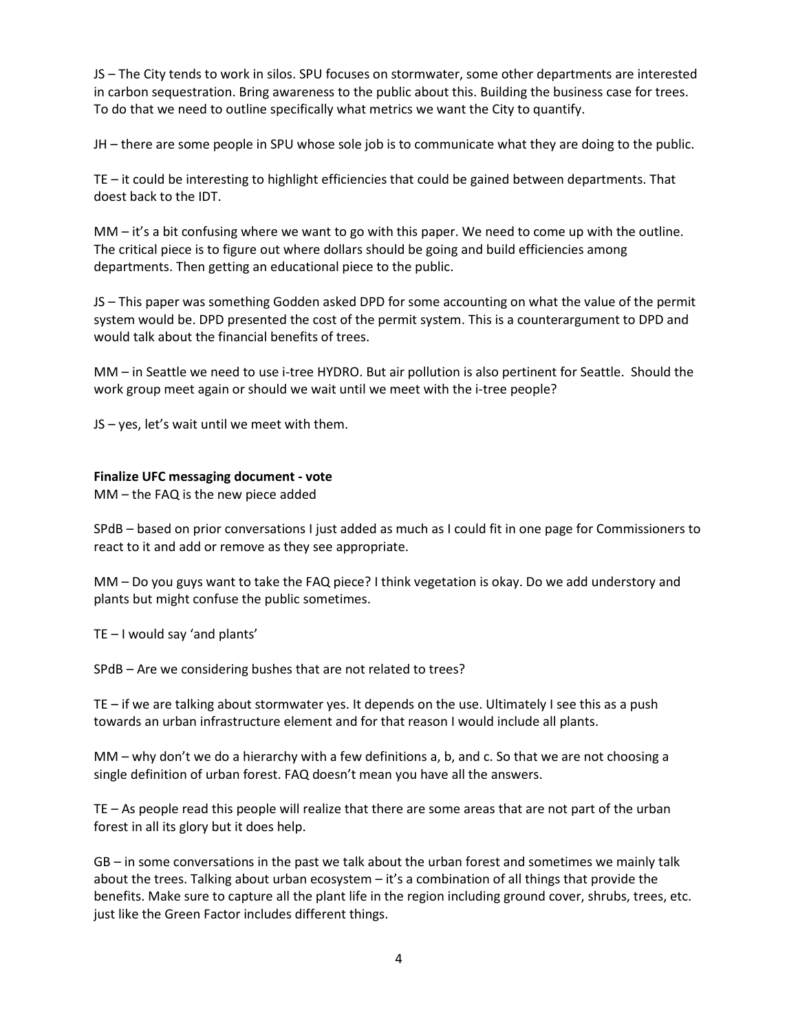JS – The City tends to work in silos. SPU focuses on stormwater, some other departments are interested in carbon sequestration. Bring awareness to the public about this. Building the business case for trees. To do that we need to outline specifically what metrics we want the City to quantify.

JH – there are some people in SPU whose sole job is to communicate what they are doing to the public.

TE – it could be interesting to highlight efficiencies that could be gained between departments. That doest back to the IDT.

MM – it's a bit confusing where we want to go with this paper. We need to come up with the outline. The critical piece is to figure out where dollars should be going and build efficiencies among departments. Then getting an educational piece to the public.

JS – This paper was something Godden asked DPD for some accounting on what the value of the permit system would be. DPD presented the cost of the permit system. This is a counterargument to DPD and would talk about the financial benefits of trees.

MM – in Seattle we need to use i-tree HYDRO. But air pollution is also pertinent for Seattle. Should the work group meet again or should we wait until we meet with the i-tree people?

JS – yes, let's wait until we meet with them.

**Finalize UFC messaging document - vote**

MM – the FAQ is the new piece added

SPdB – based on prior conversations I just added as much as I could fit in one page for Commissioners to react to it and add or remove as they see appropriate.

MM – Do you guys want to take the FAQ piece? I think vegetation is okay. Do we add understory and plants but might confuse the public sometimes.

TE – I would say 'and plants'

SPdB – Are we considering bushes that are not related to trees?

TE – if we are talking about stormwater yes. It depends on the use. Ultimately I see this as a push towards an urban infrastructure element and for that reason I would include all plants.

MM – why don't we do a hierarchy with a few definitions a, b, and c. So that we are not choosing a single definition of urban forest. FAQ doesn't mean you have all the answers.

TE – As people read this people will realize that there are some areas that are not part of the urban forest in all its glory but it does help.

GB – in some conversations in the past we talk about the urban forest and sometimes we mainly talk about the trees. Talking about urban ecosystem – it's a combination of all things that provide the benefits. Make sure to capture all the plant life in the region including ground cover, shrubs, trees, etc. just like the Green Factor includes different things.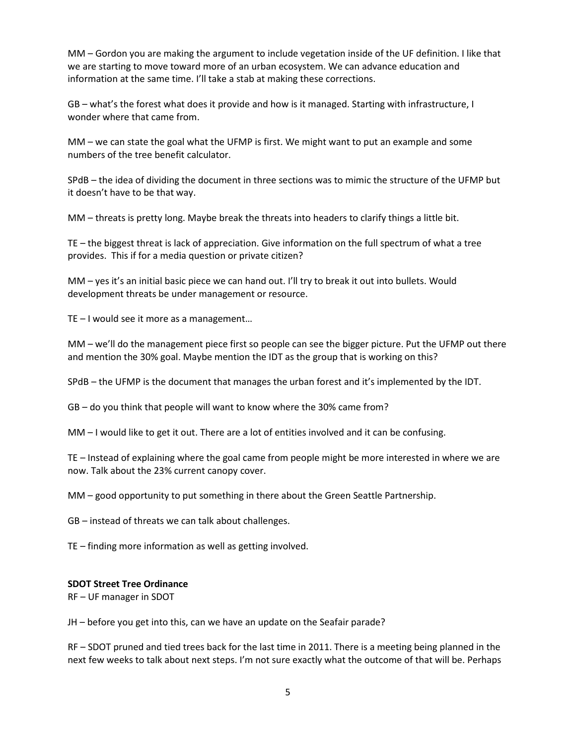MM – Gordon you are making the argument to include vegetation inside of the UF definition. I like that we are starting to move toward more of an urban ecosystem. We can advance education and information at the same time. I'll take a stab at making these corrections.

GB – what's the forest what does it provide and how is it managed. Starting with infrastructure, I wonder where that came from.

MM – we can state the goal what the UFMP is first. We might want to put an example and some numbers of the tree benefit calculator.

SPdB – the idea of dividing the document in three sections was to mimic the structure of the UFMP but it doesn't have to be that way.

MM – threats is pretty long. Maybe break the threats into headers to clarify things a little bit.

TE – the biggest threat is lack of appreciation. Give information on the full spectrum of what a tree provides. This if for a media question or private citizen?

MM – yes it's an initial basic piece we can hand out. I'll try to break it out into bullets. Would development threats be under management or resource.

TE – I would see it more as a management…

MM – we'll do the management piece first so people can see the bigger picture. Put the UFMP out there and mention the 30% goal. Maybe mention the IDT as the group that is working on this?

SPdB – the UFMP is the document that manages the urban forest and it's implemented by the IDT.

GB – do you think that people will want to know where the 30% came from?

MM – I would like to get it out. There are a lot of entities involved and it can be confusing.

TE – Instead of explaining where the goal came from people might be more interested in where we are now. Talk about the 23% current canopy cover.

MM – good opportunity to put something in there about the Green Seattle Partnership.

GB – instead of threats we can talk about challenges.

TE – finding more information as well as getting involved.

**SDOT Street Tree Ordinance**

RF – UF manager in SDOT

JH – before you get into this, can we have an update on the Seafair parade?

RF – SDOT pruned and tied trees back for the last time in 2011. There is a meeting being planned in the next few weeks to talk about next steps. I'm not sure exactly what the outcome of that will be. Perhaps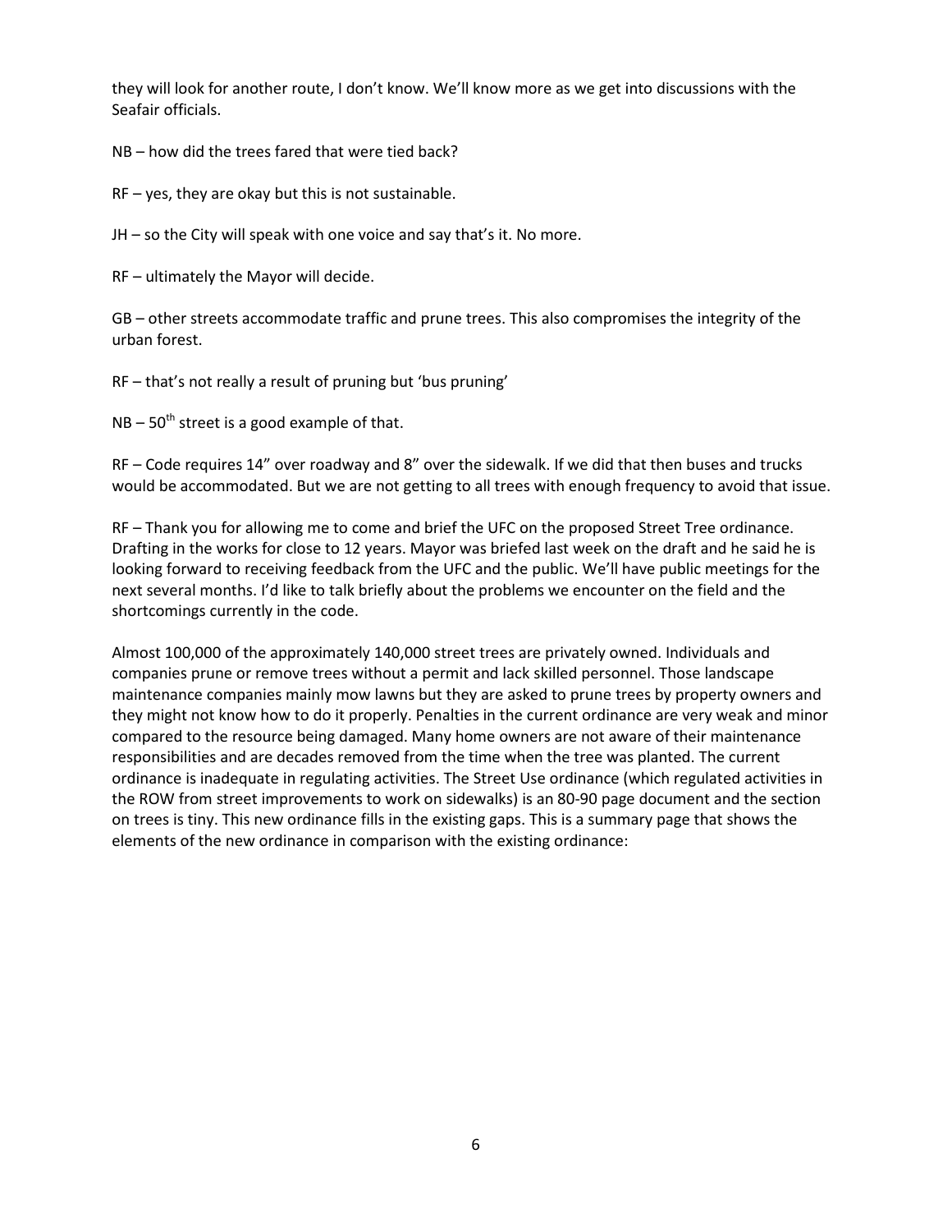they will look for another route, I don't know. We'll know more as we get into discussions with the Seafair officials.

NB – how did the trees fared that were tied back?

RF – yes, they are okay but this is not sustainable.

JH – so the City will speak with one voice and say that's it. No more.

RF – ultimately the Mayor will decide.

GB – other streets accommodate traffic and prune trees. This also compromises the integrity of the urban forest.

RF – that's not really a result of pruning but 'bus pruning'

NB – 50th street is a good example of that.

RF – Code requires 14" over roadway and 8" over the sidewalk. If we did that then buses and trucks would be accommodated. But we are not getting to all trees with enough frequency to avoid that issue.

RF – Thank you for allowing me to come and brief the UFC on the proposed Street Tree ordinance. Drafting in the works for close to 12 years. Mayor was briefed last week on the draft and he said he is looking forward to receiving feedback from the UFC and the public. We'll have public meetings for the next several months. I'd like to talk briefly about the problems we encounter on the field and the shortcomings currently in the code.

Almost 100,000 of the approximately 140,000 street trees are privately owned. Individuals and companies prune or remove trees without a permit and lack skilled personnel. Those landscape maintenance companies mainly mow lawns but they are asked to prune trees by property owners and they might not know how to do it properly. Penalties in the current ordinance are very weak and minor compared to the resource being damaged. Many home owners are not aware of their maintenance responsibilities and are decades removed from the time when the tree was planted. The current ordinance is inadequate in regulating activities. The Street Use ordinance (which regulated activities in the ROW from street improvements to work on sidewalks) is an 80-90 page document and the section on trees is tiny. This new ordinance fills in the existing gaps. This is a summary page that shows the elements of the new ordinance in comparison with the existing ordinance: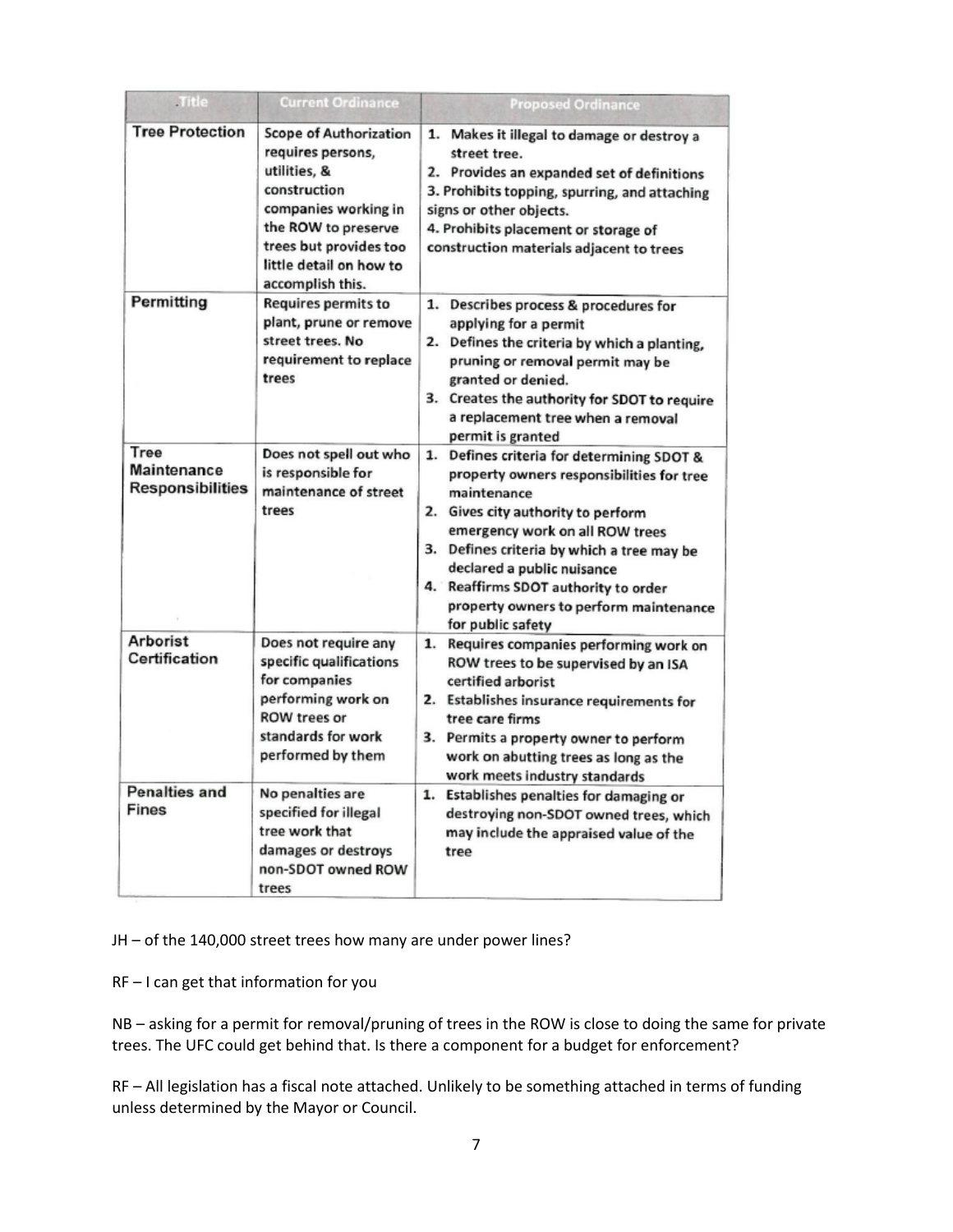| Title | Current Ordinance | Proposed Ordinance |
|---|---|---|
| **Tree Protection** | Scope of Authorization requires persons, utilities, & construction companies working in the ROW to preserve trees but provides too little detail on how to accomplish this. | 1. Makes it illegal to damage or destroy a street tree. 2. Provides an expanded set of definitions 3. Prohibits topping, spurring, and attaching signs or other objects. 4. Prohibits placement or storage of construction materials adjacent to trees |
| **Permitting** | Requires permits to plant, prune or remove street trees. No requirement to replace trees | 1. Describes process & procedures for applying for a permit 2. Defines the criteria by which a planting, pruning or removal permit may be granted or denied. 3. Creates the authority for SDOT to require a replacement tree when a removal permit is granted |
| **Tree Maintenance Responsibilities** | Does not spell out who is responsible for maintenance of street trees | 1. Defines criteria for determining SDOT & property owners responsibilities for tree maintenance 2. Gives city authority to perform emergency work on all ROW trees 3. Defines criteria by which a tree may be declared a public nuisance 4. Reaffirms SDOT authority to order property owners to perform maintenance for public safety |
| **Arborist Certification** | Does not require any specific qualifications for companies performing work on ROW trees or standards for work performed by them | 1. Requires companies performing work on ROW trees to be supervised by an ISA certified arborist 2. Establishes insurance requirements for tree care firms 3. Permits a property owner to perform work on abutting trees as long as the work meets industry standards |
| **Penalties and Fines** | No penalties are specified for illegal tree work that damages or destroys non-SDOT owned ROW trees | 1. Establishes penalties for damaging or destroying non-SDOT owned trees, which may include the appraised value of the tree |

JH – of the 140,000 street trees how many are under power lines?

RF – I can get that information for you

NB – asking for a permit for removal/pruning of trees in the ROW is close to doing the same for private trees. The UFC could get behind that. Is there a component for a budget for enforcement?

RF – All legislation has a fiscal note attached. Unlikely to be something attached in terms of funding unless determined by the Mayor or Council.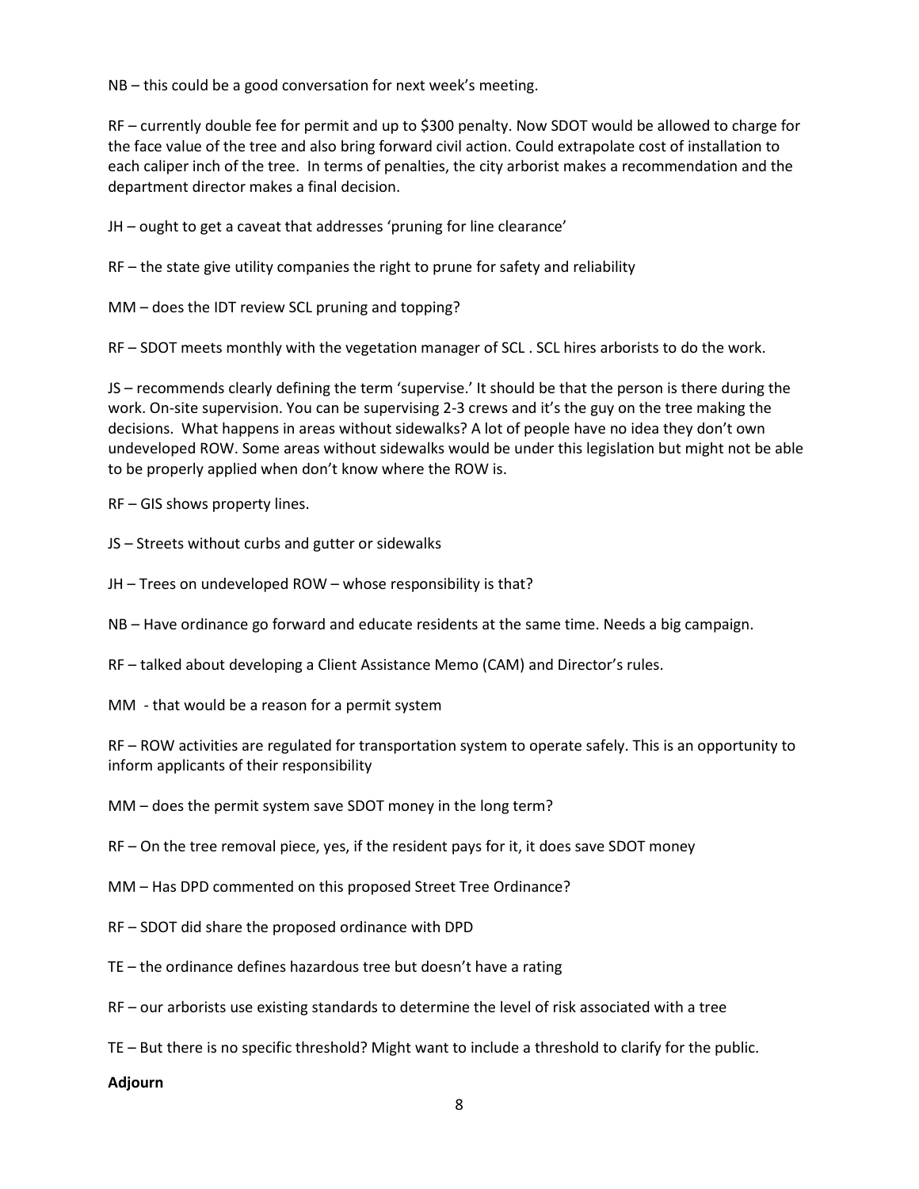NB – this could be a good conversation for next week's meeting.

RF – currently double fee for permit and up to $300 penalty. Now SDOT would be allowed to charge for the face value of the tree and also bring forward civil action. Could extrapolate cost of installation to each caliper inch of the tree. In terms of penalties, the city arborist makes a recommendation and the department director makes a final decision.

JH – ought to get a caveat that addresses 'pruning for line clearance'

RF – the state give utility companies the right to prune for safety and reliability

MM – does the IDT review SCL pruning and topping?

RF – SDOT meets monthly with the vegetation manager of SCL . SCL hires arborists to do the work.

JS – recommends clearly defining the term 'supervise.' It should be that the person is there during the work. On-site supervision. You can be supervising 2-3 crews and it's the guy on the tree making the decisions. What happens in areas without sidewalks? A lot of people have no idea they don't own undeveloped ROW. Some areas without sidewalks would be under this legislation but might not be able to be properly applied when don't know where the ROW is.

RF – GIS shows property lines.

JS – Streets without curbs and gutter or sidewalks

JH – Trees on undeveloped ROW – whose responsibility is that?

NB – Have ordinance go forward and educate residents at the same time. Needs a big campaign.

RF – talked about developing a Client Assistance Memo (CAM) and Director's rules.

MM - that would be a reason for a permit system

RF – ROW activities are regulated for transportation system to operate safely. This is an opportunity to inform applicants of their responsibility

MM – does the permit system save SDOT money in the long term?

RF – On the tree removal piece, yes, if the resident pays for it, it does save SDOT money

MM – Has DPD commented on this proposed Street Tree Ordinance?

RF – SDOT did share the proposed ordinance with DPD

TE – the ordinance defines hazardous tree but doesn't have a rating

RF – our arborists use existing standards to determine the level of risk associated with a tree

TE – But there is no specific threshold? Might want to include a threshold to clarify for the public.

**Adjourn**